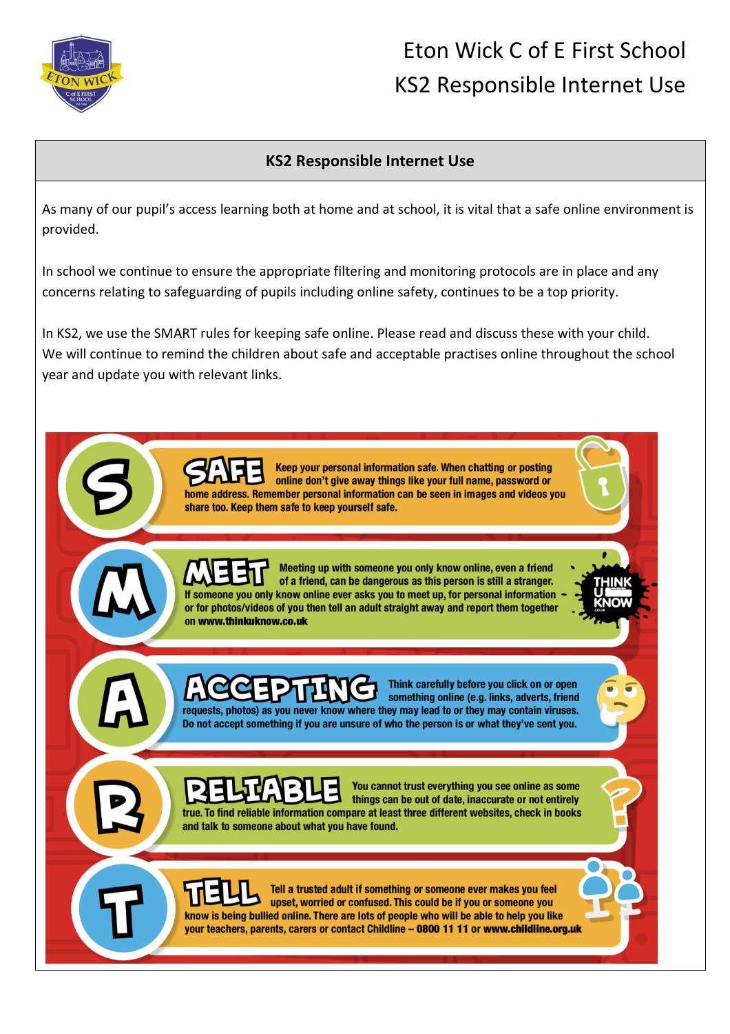# Eton Wick C of E First School
# KS2 Responsible Internet Use

## KS2 Responsible Internet Use

As many of our pupil's access learning both at home and at school, it is vital that a safe online environment is provided.

In school we continue to ensure the appropriate filtering and monitoring protocols are in place and any concerns relating to safeguarding of pupils including online safety, continues to be a top priority.

In KS2, we use the SMART rules for keeping safe online. Please read and discuss these with your child. We will continue to remind the children about safe and acceptable practises online throughout the school year and update you with relevant links.

**S – SAFE** Keep your personal information safe. When chatting or posting online don't give away things like your full name, password or home address. Remember personal information can be seen in images and videos you share too. Keep them safe to keep yourself safe.

**M – MEET** Meeting up with someone you only know online, even a friend of a friend, can be dangerous as this person is still a stranger. If someone you only know online ever asks you to meet up, for personal information or for photos/videos of you then tell an adult straight away and report them together on **www.thinkuknow.co.uk**

**A – ACCEPTING** Think carefully before you click on or open something online (e.g. links, adverts, friend requests, photos) as you never know where they may lead to or they may contain viruses. Do not accept something if you are unsure of who the person is or what they've sent you.

**R – RELIABLE** You cannot trust everything you see online as some things can be out of date, inaccurate or not entirely true. To find reliable information compare at least three different websites, check in books and talk to someone about what you have found.

**T – TELL** Tell a trusted adult if something or someone ever makes you feel upset, worried or confused. This could be if you or someone you know is being bullied online. There are lots of people who will be able to help you like your teachers, parents, carers or contact Childline – **0800 11 11** or **www.childline.org.uk**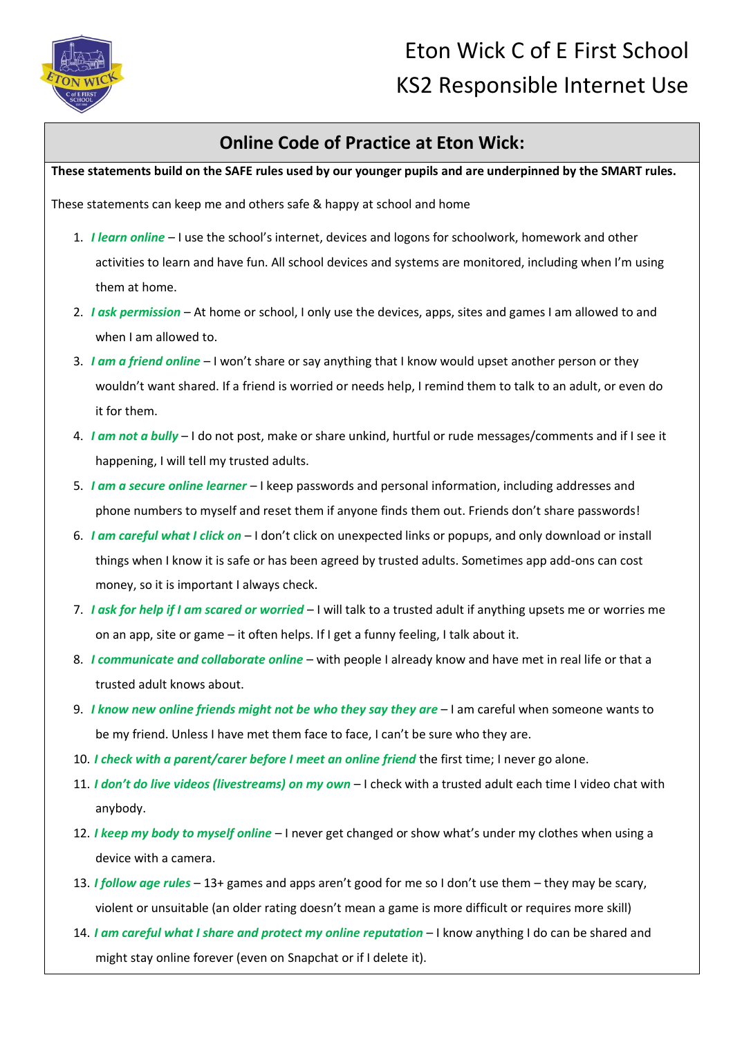# Eton Wick C of E First School
# KS2 Responsible Internet Use

## Online Code of Practice at Eton Wick:

**These statements build on the SAFE rules used by our younger pupils and are underpinned by the SMART rules.**

These statements can keep me and others safe & happy at school and home

1. ***I learn online*** – I use the school's internet, devices and logons for schoolwork, homework and other activities to learn and have fun. All school devices and systems are monitored, including when I'm using them at home.
2. ***I ask permission*** – At home or school, I only use the devices, apps, sites and games I am allowed to and when I am allowed to.
3. ***I am a friend online*** – I won't share or say anything that I know would upset another person or they wouldn't want shared. If a friend is worried or needs help, I remind them to talk to an adult, or even do it for them.
4. ***I am not a bully*** – I do not post, make or share unkind, hurtful or rude messages/comments and if I see it happening, I will tell my trusted adults.
5. ***I am a secure online learner*** – I keep passwords and personal information, including addresses and phone numbers to myself and reset them if anyone finds them out. Friends don't share passwords!
6. ***I am careful what I click on*** – I don't click on unexpected links or popups, and only download or install things when I know it is safe or has been agreed by trusted adults. Sometimes app add-ons can cost money, so it is important I always check.
7. ***I ask for help if I am scared or worried*** – I will talk to a trusted adult if anything upsets me or worries me on an app, site or game – it often helps. If I get a funny feeling, I talk about it.
8. ***I communicate and collaborate online*** – with people I already know and have met in real life or that a trusted adult knows about.
9. ***I know new online friends might not be who they say they are*** – I am careful when someone wants to be my friend. Unless I have met them face to face, I can't be sure who they are.
10. ***I check with a parent/carer before I meet an online friend*** the first time; I never go alone.
11. ***I don't do live videos (livestreams) on my own*** – I check with a trusted adult each time I video chat with anybody.
12. ***I keep my body to myself online*** – I never get changed or show what's under my clothes when using a device with a camera.
13. ***I follow age rules*** – 13+ games and apps aren't good for me so I don't use them – they may be scary, violent or unsuitable (an older rating doesn't mean a game is more difficult or requires more skill)
14. ***I am careful what I share and protect my online reputation*** – I know anything I do can be shared and might stay online forever (even on Snapchat or if I delete it).